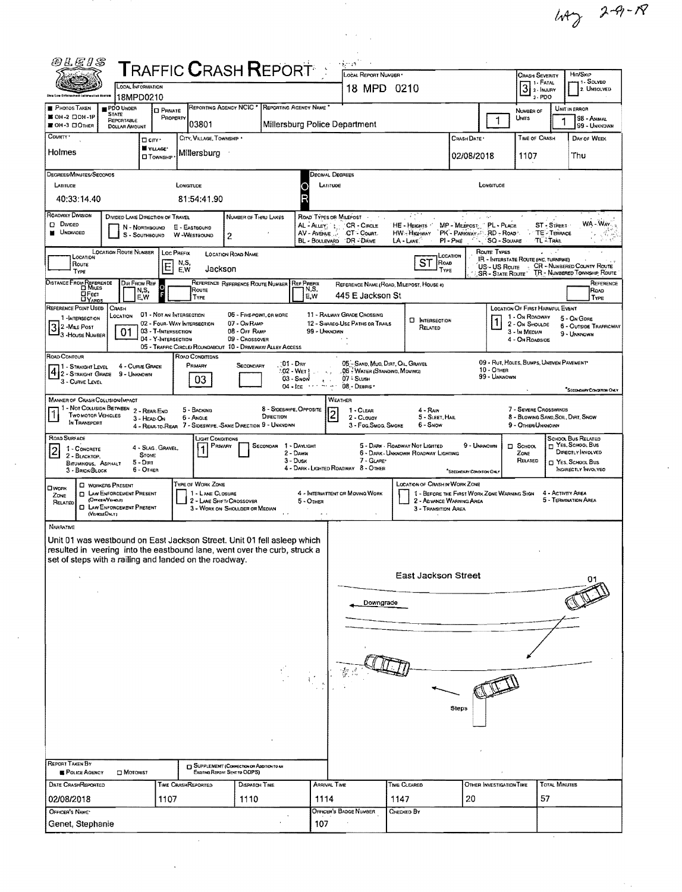WAJ 2-9-18

# TRAFFIC CRASH REPORT

OLEIS — Ohio Law Enforcement Information System

| Field | Value |
|---|---|
| Local Information | 18MPD0210 |
| Local Report Number | 18 MPD 0210 |
| Crash Severity (1 - Fatal, 2 - Injury, 3 - PDO) | 3 |
| Hit/Skip (1 - Solved, 2 - Unsolved) | |
| Photos Taken (OH-2, OH-1P, OH-3, Other) | |
| PDO Under State Reportable Dollar Amount | ■ |
| Private Property | |
| Reporting Agency NCIC | 03801 |
| Reporting Agency Name | Millersburg Police Department |
| Number of Units | 1 |
| Unit in Error (98 - Animal, 99 - Unknown) | 1 |
| County | Holmes |
| City, Village, Township | ■ Village — Millersburg |
| Crash Date | 02/08/2018 |
| Time of Crash | 1107 |
| Day of Week | Thu |

**Degrees/Minutes/Seconds**
- Latitude: 40:33:14.40
- Longitude: 81:54:41.90

**Decimal Degrees**
- Latitude:
- Longitude:

| Field | Value |
|---|---|
| Roadway Division | ■ Undivided |
| Divided Lane Direction of Travel | N - Northbound, S - Southbound, E - Eastbound, W - Westbound |
| Number of Thru Lanes | 2 |

Road Types or Milepost: AL - Alley, AV - Avenue, BL - Boulevard, CR - Circle, CT - Court, DR - Drive, HE - Heights, HW - Highway, LA - Lane, MP - Milepost, PK - Parkway, PI - Pike, PL - Place, RD - Road, SQ - Square, ST - Street, TE - Terrace, TL - Trail, WA - Way

| Location Route Number | Loc Prefix | Location Road Name | Location Road Type |
|---|---|---|---|
| | E | Jackson | ST |

Route Types: IR - Interstate Route (Inc. Turnpike), US - US Route, SR - State Route, CR - Numbered County Route, TR - Numbered Township Route

| Distance From Reference | Dir From Ref | Reference Route Number | Ref Prefix | Reference Name (Road, Milepost, House #) | Reference Road Type |
|---|---|---|---|---|---|
| | | | | 445 E Jackson St | |

| Field | Value |
|---|---|
| Reference Point Used (1 - Intersection, 2 - Mile Post, 3 - House Number) | 3 |
| Crash Location | 01 |
| Location of First Harmful Event | 1 |

Crash Location codes: 01 - Not an Intersection, 02 - Four-Way Intersection, 03 - T-Intersection, 04 - Y-Intersection, 05 - Traffic Circle/Roundabout, 06 - Five-Point, or More, 07 - On Ramp, 08 - Off Ramp, 09 - Crossover, 10 - Driveway/Alley Access, 11 - Railway Grade Crossing, 12 - Shared-Use Paths or Trails, 99 - Unknown. ☐ Intersection Related

Location of First Harmful Event: 1 - On Roadway, 2 - On Shoulder, 3 - In Median, 4 - On Roadside, 5 - On Gore, 6 - Outside Trafficway, 9 - Unknown

| Field | Value |
|---|---|
| Road Contour (1 - Straight Level, 2 - Straight Grade, 3 - Curve Level, 4 - Curve Grade, 9 - Unknown) | 4 |
| Road Conditions — Primary | 03 |
| Road Conditions — Secondary | |

Road Conditions: 01 - Dry, 02 - Wet, 03 - Snow, 04 - Ice, 05 - Sand, Mud, Dirt, Oil, Gravel, 06 - Water (Standing, Moving), 07 - Slush, 08 - Debris, 09 - Rut, Holes, Bumps, Uneven Pavement*, 10 - Other, 99 - Unknown (*Secondary Condition Only)

| Field | Value |
|---|---|
| Manner of Crash Collision/Impact | 1 |
| Weather | 2 |

Manner of Crash: 1 - Not Collision Between Two Motor Vehicles In Transport, 2 - Rear-End, 3 - Head-On, 4 - Rear-to-Rear, 5 - Backing, 6 - Angle, 7 - Sideswipe, Same Direction, 8 - Sideswipe, Opposite Direction, 9 - Unknown

Weather: 1 - Clear, 2 - Cloudy, 3 - Fog, Smog, Smoke, 4 - Rain, 5 - Sleet, Hail, 6 - Snow, 7 - Severe Crosswinds, 8 - Blowing Sand, Soil, Dirt, Snow, 9 - Other/Unknown

| Field | Value |
|---|---|
| Road Surface | 2 |
| Light Conditions — Primary | 1 |
| Light Conditions — Secondary | |

Road Surface: 1 - Concrete, 2 - Blacktop, Bituminous, Asphalt, 3 - Brick/Block, 4 - Slag, Gravel, Stone, 5 - Dirt, 6 - Other

Light Conditions: 1 - Daylight, 2 - Dawn, 3 - Dusk, 4 - Dark - Lighted Roadway, 5 - Dark - Roadway Not Lighted, 6 - Dark - Unknown Roadway Lighting, 7 - Glare*, 8 - Other, 9 - Unknown (*Secondary Condition Only)

☐ School Zone Related. School Bus Related: ☐ Yes, School Bus Directly Involved; ☐ Yes, School Bus Indirectly Involved

☐ Work Zone Related: ☐ Workers Present, ☐ Law Enforcement Present (Officer/Vehicle), ☐ Law Enforcement Present (Vehicle Only)

Type of Work Zone: 1 - Lane Closure, 2 - Lane Shift/Crossover, 3 - Work on Shoulder or Median, 4 - Intermittent or Moving Work, 5 - Other

Location of Crash in Work Zone: 1 - Before the First Work Zone Warning Sign, 2 - Advance Warning Area, 3 - Transition Area, 4 - Activity Area, 5 - Termination Area

## Narrative

Unit 01 was westbound on East Jackson Street. Unit 01 fell asleep which resulted in veering into the eastbound lane, went over the curb, struck a set of steps with a railing and landed on the roadway.

Diagram labels: East Jackson Street; 01; Downgrade; Steps

| Report Taken By | Supplement |
|---|---|
| ■ Police Agency ☐ Motorist | ☐ Supplement (Correction or Addition to an Existing Report Sent to ODPS) |

| Date Crash Reported | Time Crash Reported | Dispatch Time | Arrival Time | Time Cleared | Other Investigation Time | Total Minutes |
|---|---|---|---|---|---|---|
| 02/08/2018 | 1107 | 1110 | 1114 | 1147 | 20 | 57 |

| Officer's Name | Officer's Badge Number | Checked By |
|---|---|---|
| Genet, Stephanie | 107 | |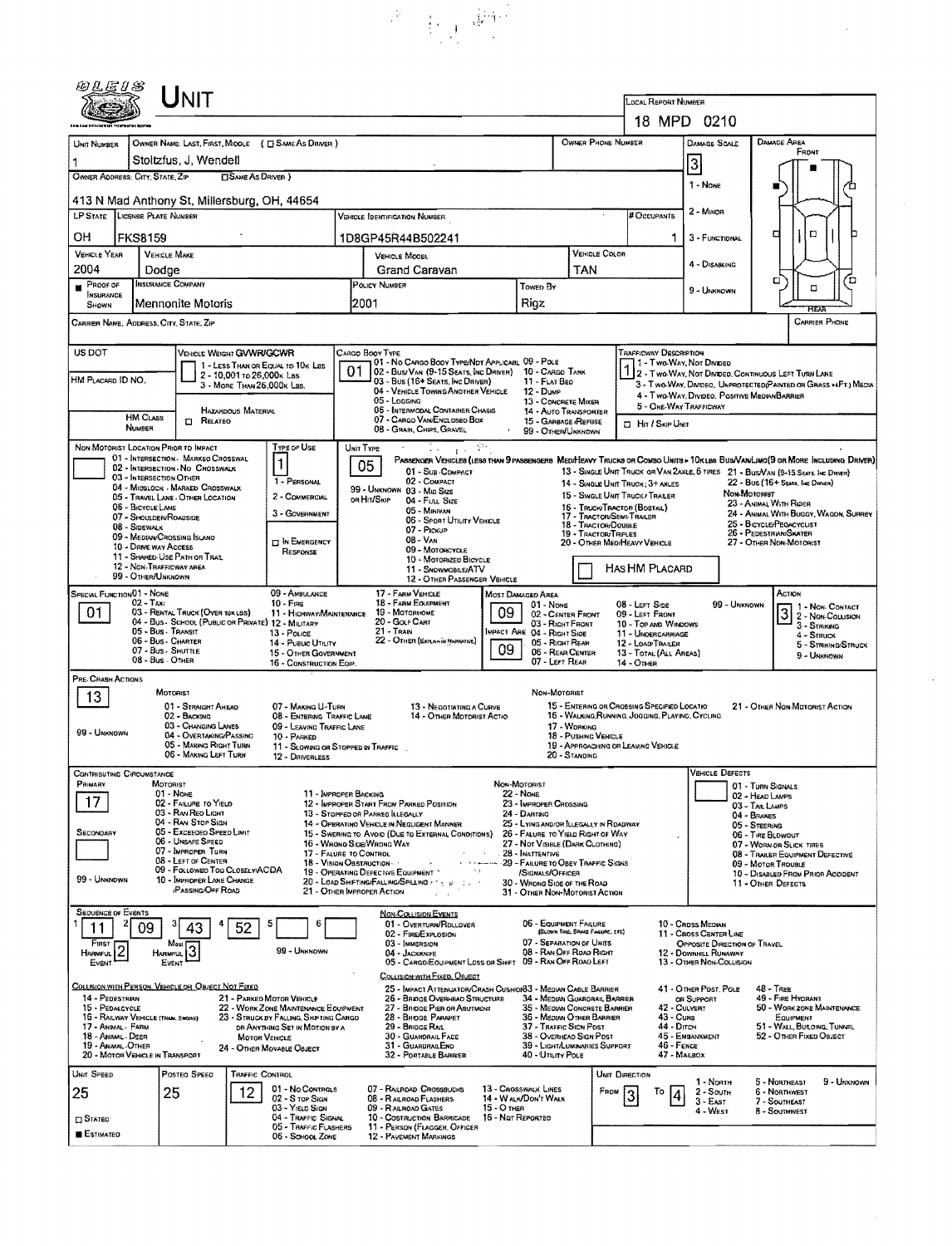# UNIT

**LOCAL REPORT NUMBER:** 18 MPD 0210

| UNIT NUMBER | OWNER NAME: LAST, FIRST, MIDDLE ( ☐ SAME AS DRIVER ) | OWNER PHONE NUMBER | DAMAGE SCALE | DAMAGE AREA |
|---|---|---|---|---|
| 1 | Stoltzfus, J, Wendell | | 3 | FRONT |

**OWNER ADDRESS: CITY, STATE, ZIP** ☐ SAME AS DRIVER )
413 N Mad Anthony St, Millersburg, OH, 44654

DAMAGE SCALE: 1 - NONE; 2 - MINOR; 3 - FUNCTIONAL; 4 - DISABLING; 9 - UNKNOWN

| LP STATE | LICENSE PLATE NUMBER | VEHICLE IDENTIFICATION NUMBER | # OCCUPANTS |
|---|---|---|---|
| OH | FKS8159 | 1D8GP45R44B502241 | 1 |

| VEHICLE YEAR | VEHICLE MAKE | VEHICLE MODEL | VEHICLE COLOR |
|---|---|---|---|
| 2004 | Dodge | Grand Caravan | TAN |

| ■ PROOF OF INSURANCE SHOWN | INSURANCE COMPANY | POLICY NUMBER | TOWED BY |
|---|---|---|---|
| | Mennonite Motoris | 2001 | Rigz |

**CARRIER NAME, ADDRESS, CITY, STATE, ZIP** | **CARRIER PHONE**

**US DOT**

**HM PLACARD ID NO.**

**HM CLASS NUMBER** ☐ RELATED (HAZARDOUS MATERIAL)

**VEHICLE WEIGHT GVWR/GCWR:** 1 - LESS THAN OR EQUAL TO 10K LBS; 2 - 10,001 TO 26,000K LBS; 3 - MORE THAN 26,000K LBS.

**CARGO BODY TYPE:** 01
01 - NO CARGO BODY TYPE/NOT APPLICABL; 02 - BUS/VAN (9-15 SEATS, INC DRIVER); 03 - BUS (16+ SEATS, INC DRIVER); 04 - VEHICLE TOWING ANOTHER VEHICLE; 05 - LOGGING; 06 - INTERMODAL CONTAINER CHASIS; 07 - CARGO VAN/ENCLOSED BOX; 08 - GRAIN, CHIPS, GRAVEL; 09 - POLE; 10 - CARGO TANK; 11 - FLAT BED; 12 - DUMP; 13 - CONCRETE MIXER; 14 - AUTO TRANSPORTER; 15 - GARBAGE/REFUSE; 99 - OTHER/UNKNOWN

**TRAFFICWAY DESCRIPTION:** 1
1 - TWO-WAY, NOT DIVIDED; 2 - TWO-WAY, NOT DIVIDED, CONTINUOUS LEFT TURN LANE; 3 - TWO-WAY, DIVIDED, UNPROTECTED(PAINTED OR GRASS >4FT.) MEDIA; 4 - TWO-WAY, DIVIDED, POSITIVE MEDIAN BARRIER; 5 - ONE-WAY TRAFFICWAY
☐ HIT / SKIP UNIT

**NON-MOTORIST LOCATION PRIOR TO IMPACT:**
01 - INTERSECTION - MARKED CROSSWAL; 02 - INTERSECTION - NO CROSSWALK; 03 - INTERSECTION OTHER; 04 - MIDBLOCK - MARKED CROSSWALK; 05 - TRAVEL LANE - OTHER LOCATION; 06 - BICYCLE LANE; 07 - SHOULDER/ROADSIDE; 08 - SIDEWALK; 09 - MEDIAN/CROSSING ISLAND; 10 - DRIVE WAY ACCESS; 11 - SHARED-USE PATH OR TRAIL; 12 - NON-TRAFFICWAY AREA; 99 - OTHER/UNKNOWN

**TYPE OF USE:** 1
1 - PERSONAL; 2 - COMMERCIAL; 3 - GOVERNMENT; ☐ IN EMERGENCY RESPONSE

**UNIT TYPE:** 05
PASSENGER VEHICLES (LESS THAN 9 PASSENGERS MED/HEAVY TRUCKS OR COMBO UNITS > 10K LBS BUS/VAN/LIMO(9 OR MORE INCLUDING DRIVER)
01 - SUB-COMPACT; 02 - COMPACT; 99 - UNKNOWN 03 - MID SIZE; OR HIT/SKIP 04 - FULL SIZE; 05 - MINIVAN; 06 - SPORT UTILITY VEHICLE; 07 - PICKUP; 08 - VAN; 09 - MOTORCYCLE; 10 - MOTORIZED BICYCLE; 11 - SNOWMOBILE/ATV; 12 - OTHER PASSENGER VEHICLE
13 - SINGLE UNIT TRUCK OR VAN 2AXLE, 6 TIRES; 14 - SINGLE UNIT TRUCK; 3+ AXLES; 15 - SINGLE UNIT TRUCK / TRAILER; 16 - TRUCK/TRACTOR (BOBTAIL); 17 - TRACTOR/SEMI-TRAILER; 18 - TRACTOR/DOUBLE; 19 - TRACTOR/TRIPLES; 20 - OTHER MED/HEAVY VEHICLE
21 - BUS/VAN (9-15 SEATS, INC DRIVER); 22 - BUS (16+ SEATS, INC DRIVER)
NON-MOTORIST: 23 - ANIMAL WITH RIDER; 24 - ANIMAL WITH BUGGY, WAGON, SURREY; 25 - BICYCLE/PEDACYCLIST; 26 - PEDESTRIAN/SKATER; 27 - OTHER NON-MOTORIST
☐ HAS HM PLACARD

**SPECIAL FUNCTION:** 01
01 - NONE; 02 - TAXI; 03 - RENTAL TRUCK (OVER 10K LBS); 04 - BUS - SCHOOL (PUBLIC OR PRIVATE); 05 - BUS - TRANSIT; 06 - BUS - CHARTER; 07 - BUS - SHUTTLE; 08 - BUS - OTHER; 09 - AMBULANCE; 10 - FIRE; 11 - HIGHWAY/MAINTENANCE; 12 - MILITARY; 13 - POLICE; 14 - PUBLIC UTILITY; 15 - OTHER GOVERNMENT; 16 - CONSTRUCTION EQIP.; 17 - FARM VEHICLE; 18 - FARM EQUIPMENT; 19 - MOTORHOME; 20 - GOLF CART; 21 - TRAIN; 22 - OTHER (EXPLAIN IN NARRATIVE)

**MOST DAMAGED AREA:** 09 — **IMPACT AREA:** 09
01 - NONE; 02 - CENTER FRONT; 03 - RIGHT FRONT; 04 - RIGHT SIDE; 05 - RIGHT REAR; 06 - REAR CENTER; 07 - LEFT REAR; 08 - LEFT SIDE; 09 - LEFT FRONT; 10 - TOP AND WINDOWS; 11 - UNDERCARRIAGE; 12 - LOAD/TRAILER; 13 - TOTAL (ALL AREAS); 14 - OTHER; 99 - UNKNOWN

**ACTION:** 3
1 - NON-CONTACT; 2 - NON-COLLISION; 3 - STRIKING; 4 - STRUCK; 5 - STRIKING/STRUCK; 9 - UNKNOWN

**PRE-CRASH ACTIONS:** 13
MOTORIST: 01 - STRAIGHT AHEAD; 02 - BACKING; 03 - CHANGING LANES; 04 - OVERTAKING/PASSING; 05 - MAKING RIGHT TURN; 06 - MAKING LEFT TURN; 07 - MAKING U-TURN; 08 - ENTERING TRAFFIC LANE; 09 - LEAVING TRAFFIC LANE; 10 - PARKED; 11 - SLOWING OR STOPPED IN TRAFFIC; 12 - DRIVERLESS; 13 - NEGOTIATING A CURVE; 14 - OTHER MOTORIST ACTIO
NON-MOTORIST: 15 - ENTERING OR CROSSING SPECIFIED LOCATIO; 16 - WALKING, RUNNING, JOGGING, PLAYING, CYCLING; 17 - WORKING; 18 - PUSHING VEHICLE; 19 - APPROACHING OR LEAVING VEHICLE; 20 - STANDING; 21 - OTHER NON-MOTORIST ACTION
99 - UNKNOWN

**CONTRIBUTING CIRCUMSTANCE**
PRIMARY: 17
SECONDARY: (blank)
MOTORIST: 01 - NONE; 02 - FAILURE TO YIELD; 03 - RAN RED LIGHT; 04 - RAN STOP SIGN; 05 - EXCEEDED SPEED LIMIT; 06 - UNSAFE SPEED; 07 - IMPROPER TURN; 08 - LEFT OF CENTER; 09 - FOLLOWED TOO CLOSELY/ACDA; 10 - IMPROPER LANE CHANGE /PASSING/OFF ROAD; 11 - IMPROPER BACKING; 12 - IMPROPER START FROM PARKED POSITION; 13 - STOPPED OR PARKED ILLEGALLY; 14 - OPERATING VEHICLE IN NEGLIGENT MANNER; 15 - SWERING TO AVOID (DUE TO EXTERNAL CONDITIONS); 16 - WRONG SIDE/WRONG WAY; 17 - FAILURE TO CONTROL; 18 - VISION OBSTRUCTION; 19 - OPERATING DEFECTIVE EQUIPMENT; 20 - LOAD SHIFTING/FALLING/SPILLING; 21 - OTHER IMPROPER ACTION
NON-MOTORIST: 22 - NONE; 23 - IMPROPER CROSSING; 24 - DARTING; 25 - LYING AND/OR ILLEGALLY IN ROADWAY; 26 - FALURE TO YIELD RIGHT OF WAY; 27 - NOT VISIBLE (DARK CLOTHING); 28 - INATTENTIVE; 29 - FAILURE TO OBEY TRAFFIC SIGNS /SIGNALS/OFFICER; 30 - WRONG SIDE OF THE ROAD; 31 - OTHER NON-MOTORIST ACTION
99 - UNKNOWN

**VEHICLE DEFECTS:** 01 - TURN SIGNALS; 02 - HEAD LAMPS; 03 - TAIL LAMPS; 04 - BRAKES; 05 - STEERING; 06 - TIRE BLOWOUT; 07 - WORN OR SLICK TIRES; 08 - TRAILER EQUIPMENT DEFECTIVE; 09 - MOTOR TROUBLE; 10 - DISABLED FROM PRIOR ACCIDENT; 11 - OTHER DEFECTS

**SEQUENCE OF EVENTS:** 1: 11; 2: 09; 3: 43; 4: 52; 5: ; 6:
FIRST HARMFUL EVENT: 2 — MOST HARMFUL EVENT: 3
99 - UNKNOWN

NON-COLLISION EVENTS: 01 - OVERTURN/ROLLOVER; 02 - FIRE/EXPLOSION; 03 - IMMERSION; 04 - JACKKNIFE; 05 - CARGO/EQUIPMENT LOSS OR SHIFT; 06 - EQUIPMENT FAILURE (BLOWN TIRE, BRAKE FAILURE, ETC); 07 - SEPARATION OF UNITS; 08 - RAN OFF ROAD RIGHT; 09 - RAN OFF ROAD LEFT; 10 - CROSS MEDIAN; 11 - CROSS CENTER LINE OPPOSITE DIRECTION OF TRAVEL; 12 - DOWNHILL RUNAWAY; 13 - OTHER NON-COLLISION

COLLISION WITH PERSON, VEHICLE OR OBJECT NOT FIXED: 14 - PEDESTRIAN; 15 - PEDALCYCLE; 16 - RAILWAY VEHICLE (TRAIN, ENGINE); 17 - ANIMAL - FARM; 18 - ANIMAL - DEER; 19 - ANIMAL - OTHER; 20 - MOTOR VEHICLE IN TRANSPORT; 21 - PARKED MOTOR VEHICLE; 22 - WORK ZONE MAINTENANCE EQUIPMENT; 23 - STRUCK BY FALLING, SHIFTING CARGO OR ANYTHING SET IN MOTION BY A MOTOR VEHICLE; 24 - OTHER MOVABLE OBJECT

COLLISION WITH FIXED, OBJECT: 25 - IMPACT ATTENUATOR/CRASH CUSHION; 26 - BRIDGE OVERHEAD STRUCTURE; 27 - BRIDGE PIER OR ABUTMENT; 28 - BRIDGE PARAPET; 29 - BRIDGE RAIL; 30 - GUARDRAIL FACE; 31 - GUARDRAIL END; 32 - PORTABLE BARRIER; 33 - MEDIAN CABLE BARRIER; 34 - MEDIAN GUARDRAIL BARRIER; 35 - MEDIAN CONCRETE BARRIER; 36 - MEDIAN OTHER BARRIER; 37 - TRAFFIC SIGN POST; 38 - OVERHEAD SIGN POST; 39 - LIGHT/LUMINARIES SUPPORT; 40 - UTILITY POLE; 41 - OTHER POST, POLE OR SUPPORT; 42 - CULVERT; 43 - CURB; 44 - DITCH; 45 - EMBANKMENT; 46 - FENCE; 47 - MAILBOX; 48 - TREE; 49 - FIRE HYDRANT; 50 - WORK ZONE MAINTENANCE EQUIPMENT; 51 - WALL, BUILDING, TUNNEL; 52 - OTHER FIXED OBJECT

| UNIT SPEED | POSTED SPEED | TRAFFIC CONTROL | UNIT DIRECTION |
|---|---|---|---|
| 25 | 25 | 12 | FROM 3 TO 4 |

☐ STATED
■ ESTIMATED

TRAFFIC CONTROL: 01 - NO CONTROLS; 02 - STOP SIGN; 03 - YIELD SIGN; 04 - TRAFFIC SIGNAL; 05 - TRAFFIC FLASHERS; 06 - SCHOOL ZONE; 07 - RAILROAD CROSSBUCKS; 08 - RAILROAD FLASHERS; 09 - RAILROAD GATES; 10 - COSTRUCTION BARRICADE; 11 - PERSON (FLAGGER, OFFICER); 12 - PAVEMENT MARKINGS; 13 - CROSSWALK LINES; 14 - WALK/DON'T WALK; 15 - OTHER; 16 - NOT REPORTED

UNIT DIRECTION: 1 - NORTH; 2 - SOUTH; 3 - EAST; 4 - WEST; 5 - NORTHEAST; 6 - NORTHWEST; 7 - SOUTHEAST; 8 - SOUTHWEST; 9 - UNKNOWN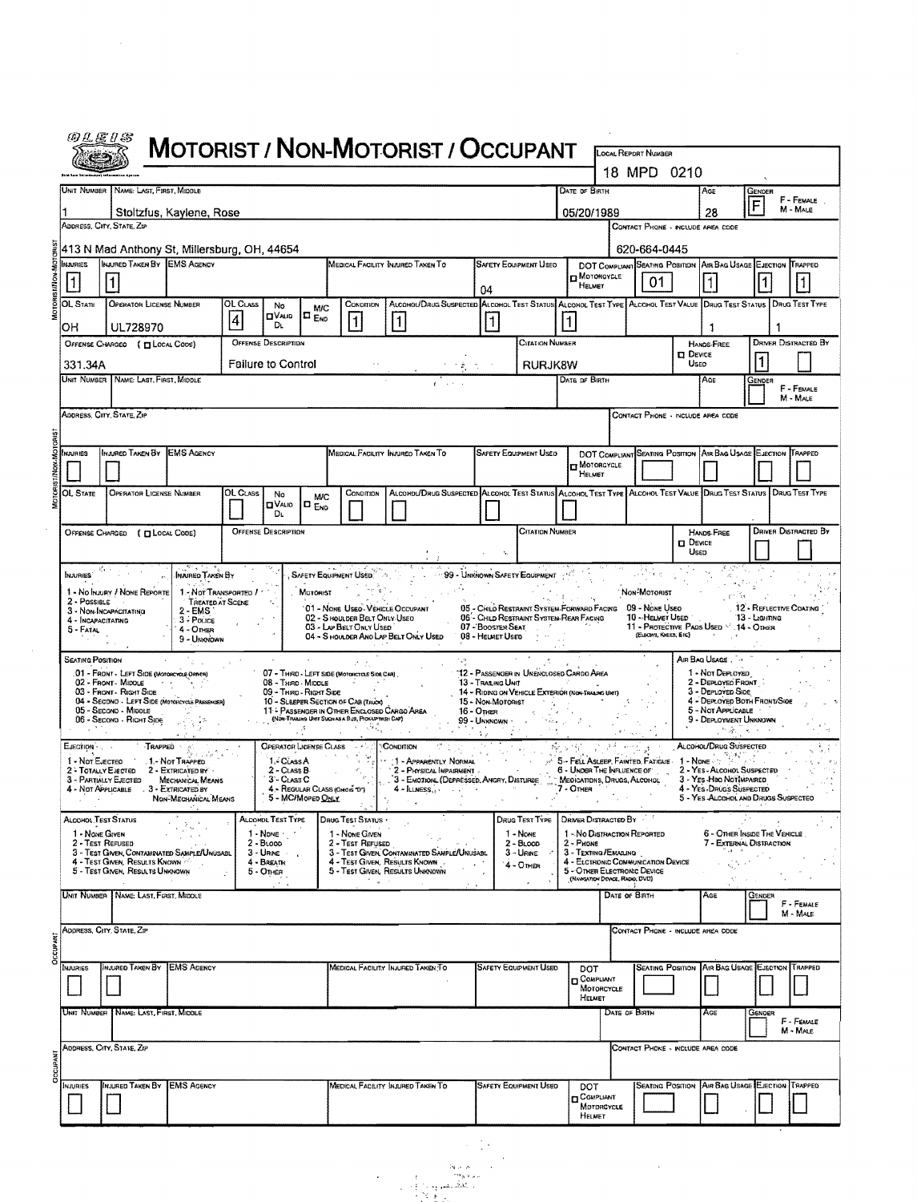# MOTORIST / NON-MOTORIST / OCCUPANT

OLEIS

| LOCAL REPORT NUMBER |
|---|
| 18 MPD 0210 |

## MOTORIST/NON-MOTORIST

| UNIT NUMBER | NAME: LAST, FIRST, MIDDLE | DATE OF BIRTH | AGE | GENDER (F - FEMALE, M - MALE) |
|---|---|---|---|---|
| 1 | Stoltzfus, Kaylene, Rose | 05/20/1989 | 28 | F |

| ADDRESS, CITY, STATE, ZIP | CONTACT PHONE - INCLUDE AREA CODE |
|---|---|
| 413 N Mad Anthony St, Millersburg, OH, 44654 | 620-664-0445 |

| INJURIES | INJURED TAKEN BY | EMS AGENCY | MEDICAL FACILITY INJURED TAKEN TO | SAFETY EQUIPMENT USED | DOT COMPLIANT MOTORCYCLE HELMET | SEATING POSITION | AIR BAG USAGE | EJECTION | TRAPPED |
|---|---|---|---|---|---|---|---|---|---|
| 1 | 1 | | | 04 | | 01 | 1 | 1 | 1 |

| OL STATE | OPERATOR LICENSE NUMBER | OL CLASS | NO VALID DL | M/C END | CONDITION | ALCOHOL/DRUG SUSPECTED | ALCOHOL TEST STATUS | ALCOHOL TEST TYPE | ALCOHOL TEST VALUE | DRUG TEST STATUS | DRUG TEST TYPE |
|---|---|---|---|---|---|---|---|---|---|---|---|
| OH | UL728970 | 4 | | | 1 | 1 | 1 | 1 | | 1 | 1 |

| OFFENSE CHARGED ( LOCAL CODE) | OFFENSE DESCRIPTION | CITATION NUMBER | HANDS-FREE DEVICE USED | DRIVER DISTRACTED BY |
|---|---|---|---|---|
| 331.34A | Failure to Control | RURJK8W | | 1 |

| UNIT NUMBER | NAME: LAST, FIRST, MIDDLE | DATE OF BIRTH | AGE | GENDER (F - FEMALE, M - MALE) |
|---|---|---|---|---|
| | | | | |

| ADDRESS, CITY, STATE, ZIP | CONTACT PHONE - INCLUDE AREA CODE |
|---|---|
| | |

| INJURIES | INJURED TAKEN BY | EMS AGENCY | MEDICAL FACILITY INJURED TAKEN TO | SAFETY EQUIPMENT USED | DOT COMPLIANT MOTORCYCLE HELMET | SEATING POSITION | AIR BAG USAGE | EJECTION | TRAPPED |
|---|---|---|---|---|---|---|---|---|---|
| | | | | | | | | | |

| OL STATE | OPERATOR LICENSE NUMBER | OL CLASS | NO VALID DL | M/C END | CONDITION | ALCOHOL/DRUG SUSPECTED | ALCOHOL TEST STATUS | ALCOHOL TEST TYPE | ALCOHOL TEST VALUE | DRUG TEST STATUS | DRUG TEST TYPE |
|---|---|---|---|---|---|---|---|---|---|---|---|
| | | | | | | | | | | | |

| OFFENSE CHARGED ( LOCAL CODE) | OFFENSE DESCRIPTION | CITATION NUMBER | HANDS-FREE DEVICE USED | DRIVER DISTRACTED BY |
|---|---|---|---|---|
| | | | | |

## CODES

**INJURIES**
1 - No Injury / None Reported
2 - Possible
3 - Non-Incapacitating
4 - Incapacitating
5 - Fatal

**INJURED TAKEN BY**
1 - Not Transported / Treated at Scene
2 - EMS
3 - Police
4 - Other
9 - Unknown

**SAFETY EQUIPMENT USED**
99 - Unknown Safety Equipment

Motorist:
01 - None Used - Vehicle Occupant
02 - Shoulder Belt Only Used
03 - Lap Belt Only Used
04 - Shoulder and Lap Belt Only Used
05 - Child Restraint System-Forward Facing
06 - Child Restraint System-Rear Facing
07 - Booster Seat
08 - Helmet Used

Non-Motorist:
09 - None Used
10 - Helmet Used
11 - Protective Pads Used (Elbows, Knees, Etc)
12 - Reflective Coating
13 - Lighting
14 - Other

**SEATING POSITION**
01 - Front - Left Side (Motorcycle Driver)
02 - Front - Middle
03 - Front - Right Side
04 - Second - Left Side (Motorcycle Passenger)
05 - Second - Middle
06 - Second - Right Side
07 - Third - Left Side (Motorcycle Side Car)
08 - Third - Middle
09 - Third - Right Side
10 - Sleeper Section of Cab (Truck)
11 - Passenger in Other Enclosed Cargo Area (Non-Trailing Unit Such as a Bus, Pickup with Cap)
12 - Passenger in Unenclosed Cargo Area
13 - Trailing Unit
14 - Riding on Vehicle Exterior (Non-Trailing Unit)
15 - Non-Motorist
16 - Other
99 - Unknown

**AIR BAG USAGE**
1 - Not Deployed
2 - Deployed Front
3 - Deployed Side
4 - Deployed Both Front/Side
5 - Not Applicable
9 - Deployment Unknown

**EJECTION**
1 - Not Ejected
2 - Totally Ejected
3 - Partially Ejected
4 - Not Applicable

**TRAPPED**
1 - Not Trapped
2 - Extricated by Mechanical Means
3 - Extricated by Non-Mechanical Means

**OPERATOR LICENSE CLASS**
1 - Class A
2 - Class B
3 - Class C
4 - Regular Class (Ohio's "D")
5 - MC/Moped Only

**CONDITION**
1 - Apparently Normal
2 - Physical Impairment
3 - Emotional (Depressed, Angry, Disturbed)
4 - Illness
5 - Fell Asleep, Fainted, Fatigue
6 - Under the Influence of Medications, Drugs, Alcohol
7 - Other

**ALCOHOL/DRUG SUSPECTED**
1 - None
2 - Yes - Alcohol Suspected
3 - Yes - HBD Not Impaired
4 - Yes - Drugs Suspected
5 - Yes - Alcohol and Drugs Suspected

**ALCOHOL TEST STATUS**
1 - None Given
2 - Test Refused
3 - Test Given, Contaminated Sample/Unusable
4 - Test Given, Results Known
5 - Test Given, Results Unknown

**ALCOHOL TEST TYPE**
1 - None
2 - Blood
3 - Urine
4 - Breath
5 - Other

**DRUG TEST STATUS**
1 - None Given
2 - Test Refused
3 - Test Given, Contaminated Sample/Unusable
4 - Test Given, Results Known
5 - Test Given, Results Unknown

**DRUG TEST TYPE**
1 - None
2 - Blood
3 - Urine
4 - Other

**DRIVER DISTRACTED BY**
1 - No Distraction Reported
2 - Phone
3 - Texting/Emailing
4 - Electronic Communication Device
5 - Other Electronic Device (Navigation Device, Radio, DVD)
6 - Other Inside the Vehicle
7 - External Distraction

## OCCUPANT

| UNIT NUMBER | NAME: LAST, FIRST, MIDDLE | DATE OF BIRTH | AGE | GENDER (F - FEMALE, M - MALE) |
|---|---|---|---|---|
| | | | | |

| ADDRESS, CITY, STATE, ZIP | CONTACT PHONE - INCLUDE AREA CODE |
|---|---|
| | |

| INJURIES | INJURED TAKEN BY | EMS AGENCY | MEDICAL FACILITY INJURED TAKEN TO | SAFETY EQUIPMENT USED | DOT COMPLIANT MOTORCYCLE HELMET | SEATING POSITION | AIR BAG USAGE | EJECTION | TRAPPED |
|---|---|---|---|---|---|---|---|---|---|
| | | | | | | | | | |

## OCCUPANT

| UNIT NUMBER | NAME: LAST, FIRST, MIDDLE | DATE OF BIRTH | AGE | GENDER (F - FEMALE, M - MALE) |
|---|---|---|---|---|
| | | | | |

| ADDRESS, CITY, STATE, ZIP | CONTACT PHONE - INCLUDE AREA CODE |
|---|---|
| | |

| INJURIES | INJURED TAKEN BY | EMS AGENCY | MEDICAL FACILITY INJURED TAKEN TO | SAFETY EQUIPMENT USED | DOT COMPLIANT MOTORCYCLE HELMET | SEATING POSITION | AIR BAG USAGE | EJECTION | TRAPPED |
|---|---|---|---|---|---|---|---|---|---|
| | | | | | | | | | |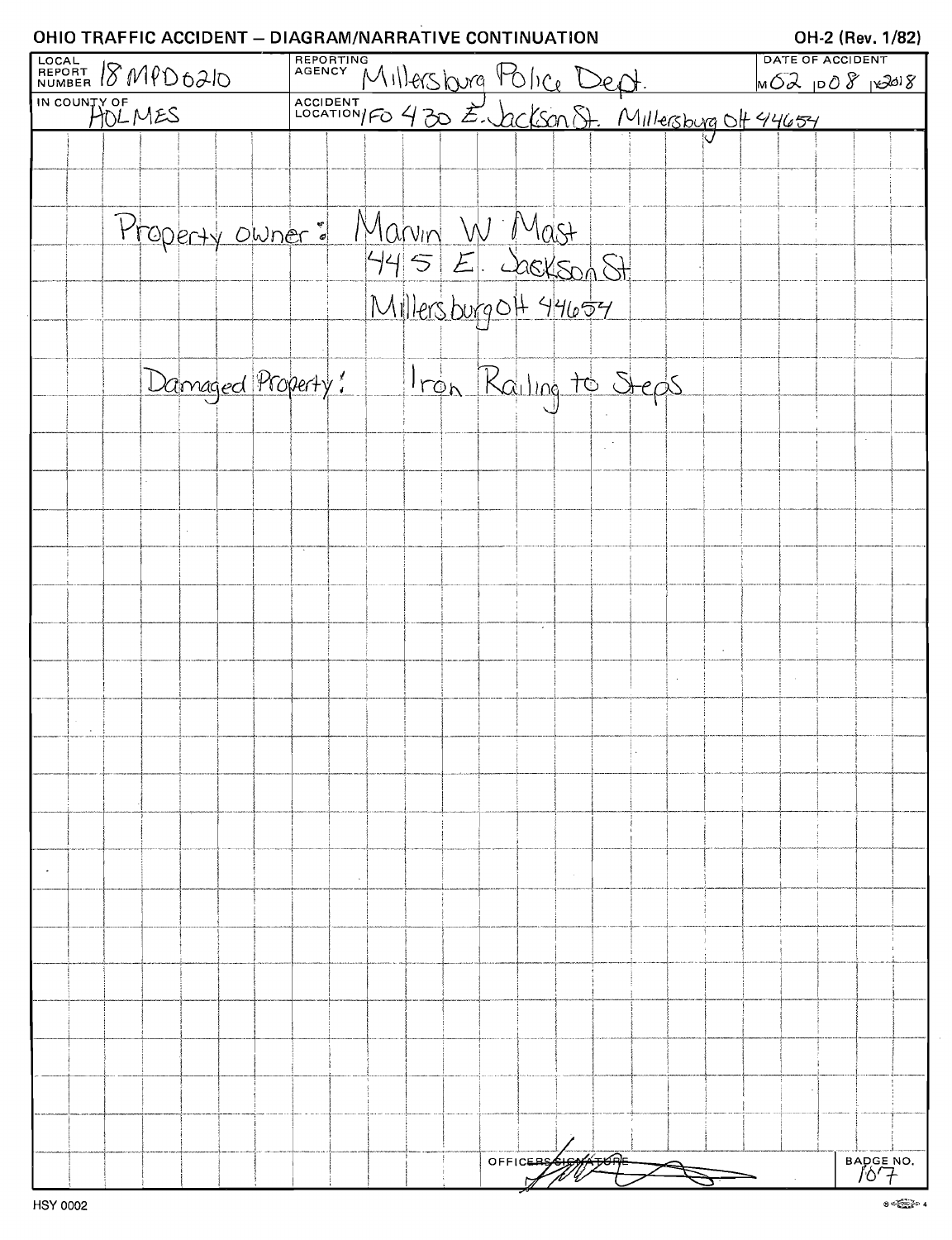# OHIO TRAFFIC ACCIDENT – DIAGRAM/NARRATIVE CONTINUATION

OH-2 (Rev. 1/82)

| LOCAL REPORT NUMBER | REPORTING AGENCY | DATE OF ACCIDENT |
|---|---|---|
| 18 MPD0210 | Millersburg Police Dept. | M 02 D 08 Y 2018 |

| IN COUNTY OF | ACCIDENT LOCATION |
|---|---|
| HOLMES | IFO 430 E. Jackson St. Millersburg OH 44654 |

Property owner: Marvin W Mast
445 E. Jackson St
Millersburg OH 44654

Damaged Property: Iron Railing to Steps

OFFICERS SIGNATURE

BADGE NO. 107

HSY 0002